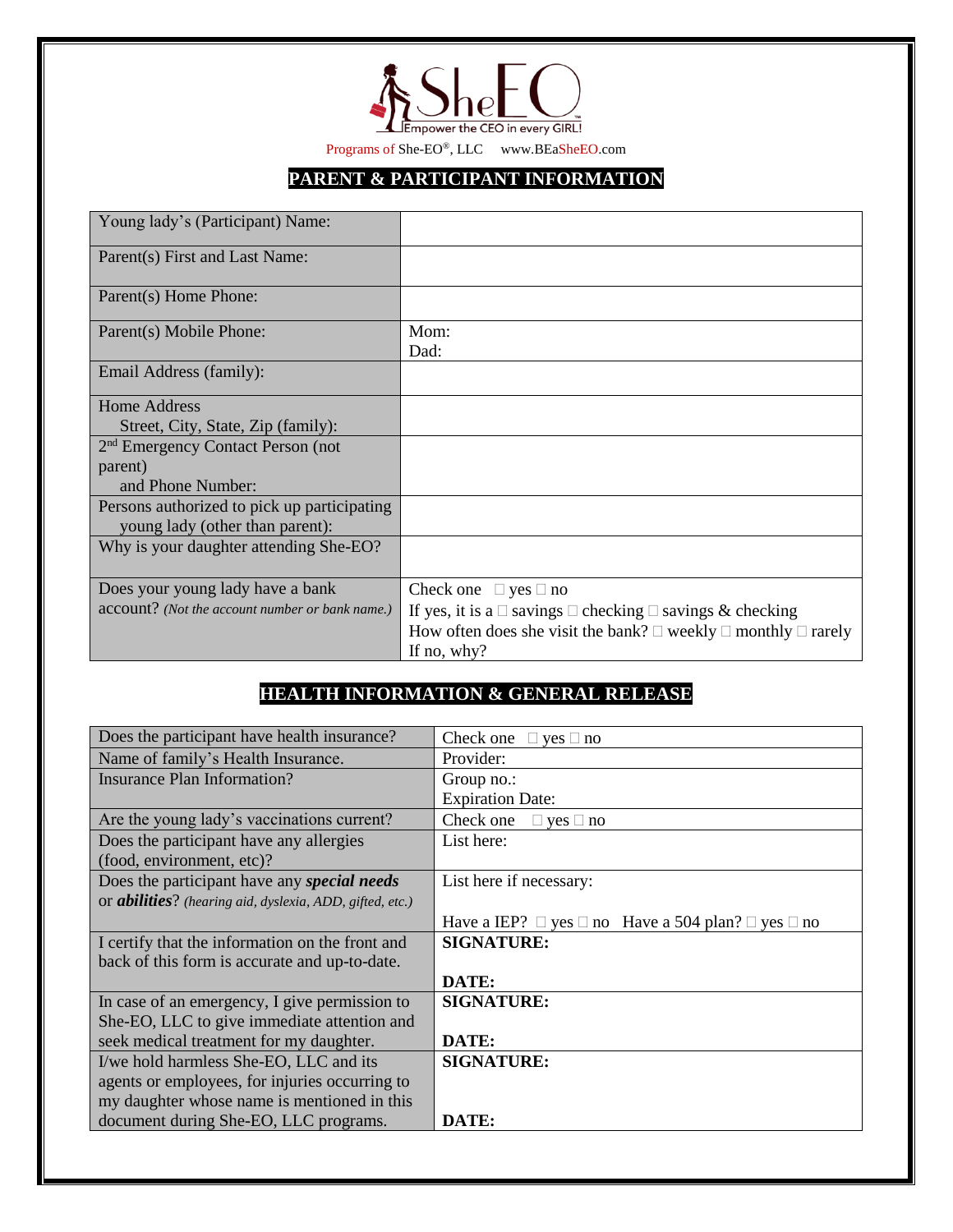SheEO
Empower the CEO in every GIRL!

Programs of She-EO®, LLC www.BEaSheEO.com

## PARENT & PARTICIPANT INFORMATION

| | |
|---|---|
| Young lady's (Participant) Name: | |
| Parent(s) First and Last Name: | |
| Parent(s) Home Phone: | |
| Parent(s) Mobile Phone: | Mom:<br>Dad: |
| Email Address (family): | |
| Home Address<br>Street, City, State, Zip (family): | |
| 2nd Emergency Contact Person (not parent)<br>and Phone Number: | |
| Persons authorized to pick up participating young lady (other than parent): | |
| Why is your daughter attending She-EO? | |
| Does your young lady have a bank account? *(Not the account number or bank name.)* | Check one ☐ yes ☐ no<br>If yes, it is a ☐ savings ☐ checking ☐ savings & checking<br>How often does she visit the bank? ☐ weekly ☐ monthly ☐ rarely<br>If no, why? |

## HEALTH INFORMATION & GENERAL RELEASE

| | |
|---|---|
| Does the participant have health insurance? | Check one ☐ yes ☐ no |
| Name of family's Health Insurance. | Provider: |
| Insurance Plan Information? | Group no.:<br>Expiration Date: |
| Are the young lady's vaccinations current? | Check one ☐ yes ☐ no |
| Does the participant have any allergies (food, environment, etc)? | List here: |
| Does the participant have any ***special needs*** or ***abilities***? *(hearing aid, dyslexia, ADD, gifted, etc.)* | List here if necessary:<br><br>Have a IEP? ☐ yes ☐ no Have a 504 plan? ☐ yes ☐ no |
| I certify that the information on the front and back of this form is accurate and up-to-date. | **SIGNATURE:**<br><br>**DATE:** |
| In case of an emergency, I give permission to She-EO, LLC to give immediate attention and seek medical treatment for my daughter. | **SIGNATURE:**<br><br>**DATE:** |
| I/we hold harmless She-EO, LLC and its agents or employees, for injuries occurring to my daughter whose name is mentioned in this document during She-EO, LLC programs. | **SIGNATURE:**<br><br>**DATE:** |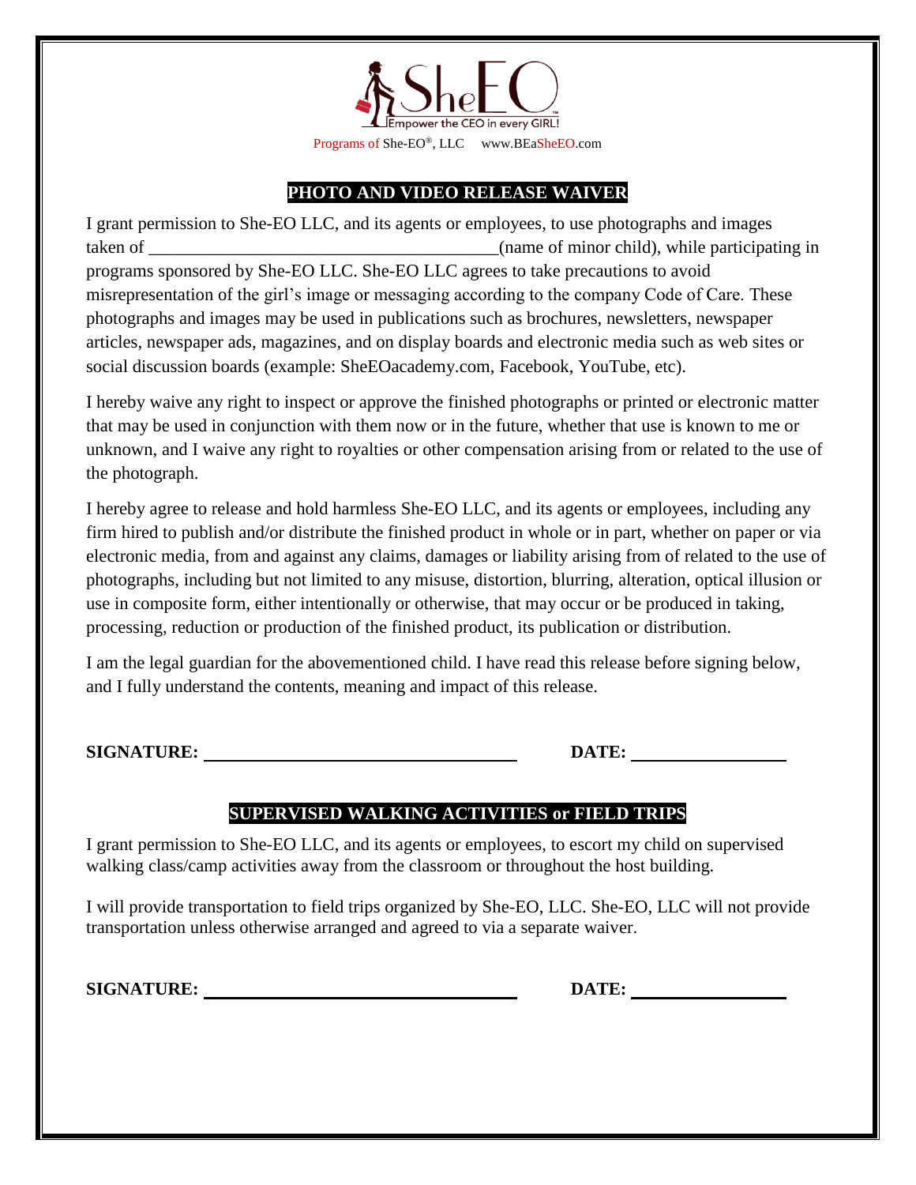SheEO
Empower the CEO in every GIRL!

Programs of She-EO®, LLC www.BEaSheEO.com

## PHOTO AND VIDEO RELEASE WAIVER

I grant permission to She-EO LLC, and its agents or employees, to use photographs and images taken of ______________________________________(name of minor child), while participating in programs sponsored by She-EO LLC. She-EO LLC agrees to take precautions to avoid misrepresentation of the girl's image or messaging according to the company Code of Care. These photographs and images may be used in publications such as brochures, newsletters, newspaper articles, newspaper ads, magazines, and on display boards and electronic media such as web sites or social discussion boards (example: SheEOacademy.com, Facebook, YouTube, etc).

I hereby waive any right to inspect or approve the finished photographs or printed or electronic matter that may be used in conjunction with them now or in the future, whether that use is known to me or unknown, and I waive any right to royalties or other compensation arising from or related to the use of the photograph.

I hereby agree to release and hold harmless She-EO LLC, and its agents or employees, including any firm hired to publish and/or distribute the finished product in whole or in part, whether on paper or via electronic media, from and against any claims, damages or liability arising from of related to the use of photographs, including but not limited to any misuse, distortion, blurring, alteration, optical illusion or use in composite form, either intentionally or otherwise, that may occur or be produced in taking, processing, reduction or production of the finished product, its publication or distribution.

I am the legal guardian for the abovementioned child. I have read this release before signing below, and I fully understand the contents, meaning and impact of this release.

**SIGNATURE:** ______________________________ **DATE:** ________________

## SUPERVISED WALKING ACTIVITIES or FIELD TRIPS

I grant permission to She-EO LLC, and its agents or employees, to escort my child on supervised walking class/camp activities away from the classroom or throughout the host building.

I will provide transportation to field trips organized by She-EO, LLC. She-EO, LLC will not provide transportation unless otherwise arranged and agreed to via a separate waiver.

**SIGNATURE:** ______________________________ **DATE:** ________________